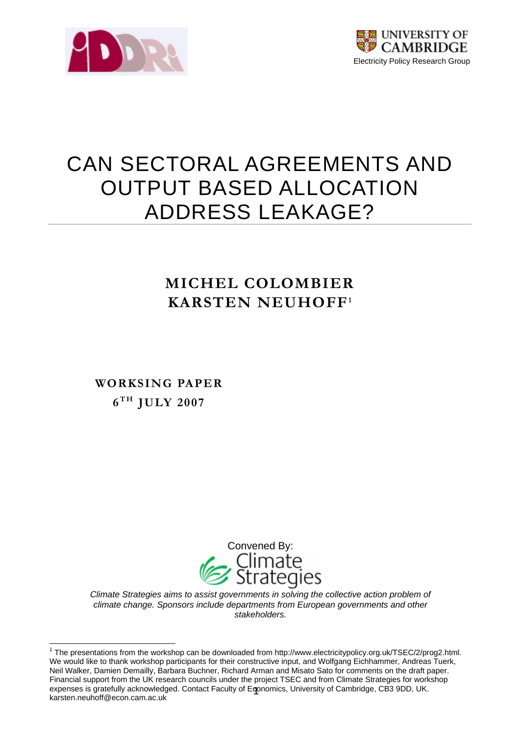UNIVERSITY OF CAMBRIDGE

Electricity Policy Research Group

# CAN SECTORAL AGREEMENTS AND OUTPUT BASED ALLOCATION ADDRESS LEAKAGE?

## MICHEL COLOMBIER
## KARSTEN NEUHOFF[1]

**WORKSING PAPER**

**6TH JULY 2007**

Convened By:

Climate Strategies

*Climate Strategies aims to assist governments in solving the collective action problem of climate change. Sponsors include departments from European governments and other stakeholders.*

---

[1] The presentations from the workshop can be downloaded from http://www.electricitypolicy.org.uk/TSEC/2/prog2.html. We would like to thank workshop participants for their constructive input, and Wolfgang Eichhammer, Andreas Tuerk, Neil Walker, Damien Demailly, Barbara Buchner, Richard Arman and Misato Sato for comments on the draft paper. Financial support from the UK research councils under the project TSEC and from Climate Strategies for workshop expenses is gratefully acknowledged. Contact Faculty of Economics, University of Cambridge, CB3 9DD, UK. karsten.neuhoff@econ.cam.ac.uk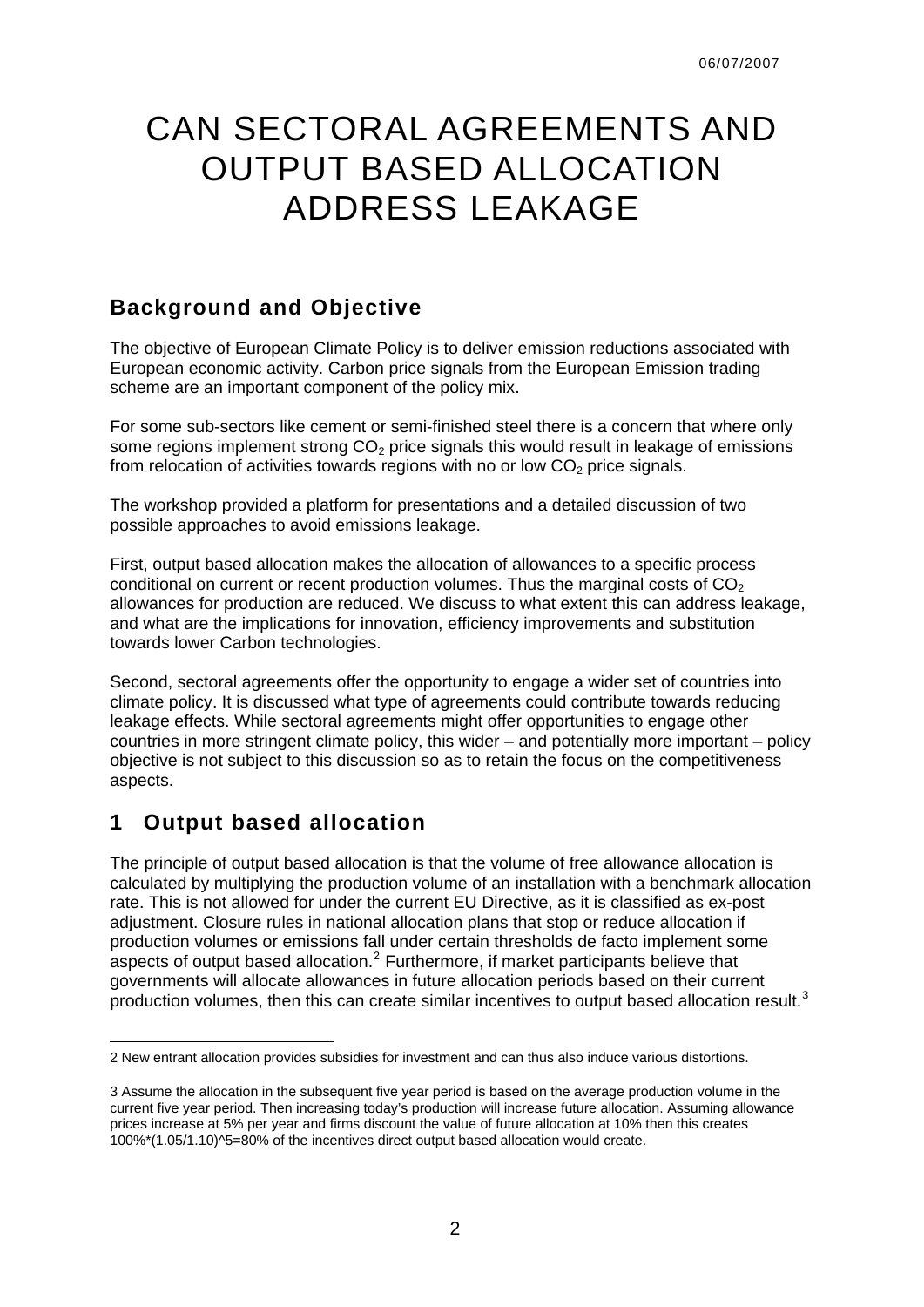06/07/2007

# CAN SECTORAL AGREEMENTS AND OUTPUT BASED ALLOCATION ADDRESS LEAKAGE

## Background and Objective

The objective of European Climate Policy is to deliver emission reductions associated with European economic activity. Carbon price signals from the European Emission trading scheme are an important component of the policy mix.

For some sub-sectors like cement or semi-finished steel there is a concern that where only some regions implement strong $CO_2$ price signals this would result in leakage of emissions from relocation of activities towards regions with no or low $CO_2$ price signals.

The workshop provided a platform for presentations and a detailed discussion of two possible approaches to avoid emissions leakage.

First, output based allocation makes the allocation of allowances to a specific process conditional on current or recent production volumes. Thus the marginal costs of $CO_2$ allowances for production are reduced. We discuss to what extent this can address leakage, and what are the implications for innovation, efficiency improvements and substitution towards lower Carbon technologies.

Second, sectoral agreements offer the opportunity to engage a wider set of countries into climate policy. It is discussed what type of agreements could contribute towards reducing leakage effects. While sectoral agreements might offer opportunities to engage other countries in more stringent climate policy, this wider – and potentially more important – policy objective is not subject to this discussion so as to retain the focus on the competitiveness aspects.

## 1 Output based allocation

The principle of output based allocation is that the volume of free allowance allocation is calculated by multiplying the production volume of an installation with a benchmark allocation rate. This is not allowed for under the current EU Directive, as it is classified as ex-post adjustment. Closure rules in national allocation plans that stop or reduce allocation if production volumes or emissions fall under certain thresholds de facto implement some aspects of output based allocation.[2] Furthermore, if market participants believe that governments will allocate allowances in future allocation periods based on their current production volumes, then this can create similar incentives to output based allocation result.[3]

---

2 New entrant allocation provides subsidies for investment and can thus also induce various distortions.

3 Assume the allocation in the subsequent five year period is based on the average production volume in the current five year period. Then increasing today's production will increase future allocation. Assuming allowance prices increase at 5% per year and firms discount the value of future allocation at 10% then this creates 100%*(1.05/1.10)^5=80% of the incentives direct output based allocation would create.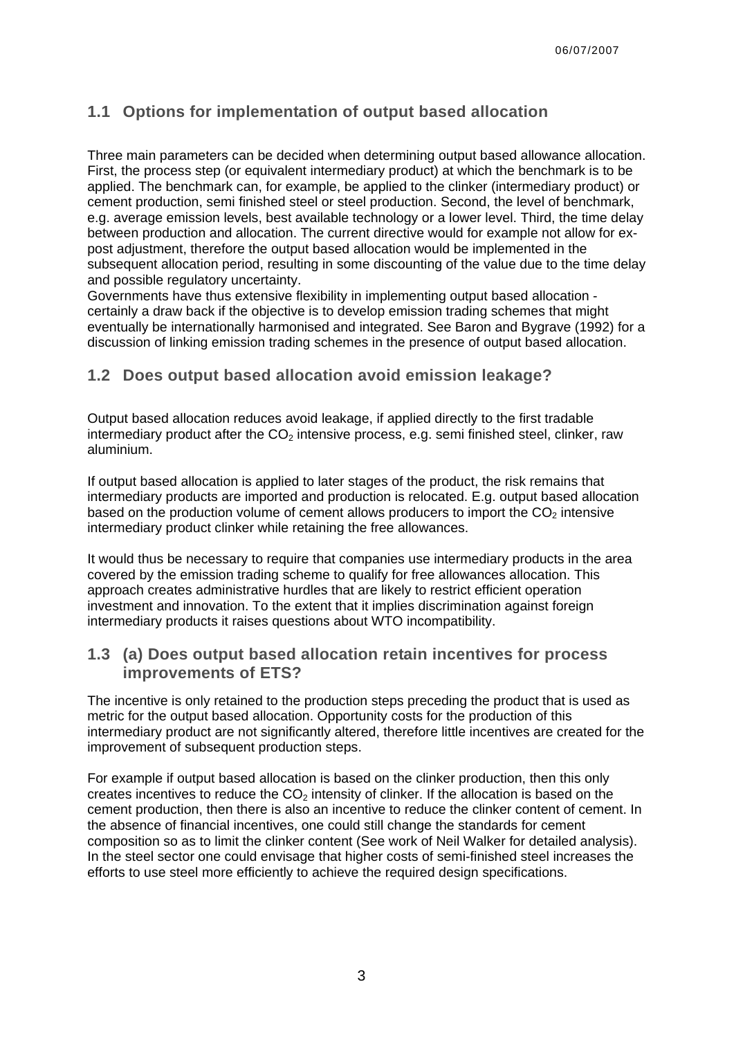## 1.1 Options for implementation of output based allocation

Three main parameters can be decided when determining output based allowance allocation. First, the process step (or equivalent intermediary product) at which the benchmark is to be applied. The benchmark can, for example, be applied to the clinker (intermediary product) or cement production, semi finished steel or steel production. Second, the level of benchmark, e.g. average emission levels, best available technology or a lower level. Third, the time delay between production and allocation. The current directive would for example not allow for ex-post adjustment, therefore the output based allocation would be implemented in the subsequent allocation period, resulting in some discounting of the value due to the time delay and possible regulatory uncertainty.
Governments have thus extensive flexibility in implementing output based allocation - certainly a draw back if the objective is to develop emission trading schemes that might eventually be internationally harmonised and integrated. See Baron and Bygrave (1992) for a discussion of linking emission trading schemes in the presence of output based allocation.

## 1.2 Does output based allocation avoid emission leakage?

Output based allocation reduces avoid leakage, if applied directly to the first tradable intermediary product after the $CO_2$ intensive process, e.g. semi finished steel, clinker, raw aluminium.

If output based allocation is applied to later stages of the product, the risk remains that intermediary products are imported and production is relocated. E.g. output based allocation based on the production volume of cement allows producers to import the $CO_2$ intensive intermediary product clinker while retaining the free allowances.

It would thus be necessary to require that companies use intermediary products in the area covered by the emission trading scheme to qualify for free allowances allocation. This approach creates administrative hurdles that are likely to restrict efficient operation investment and innovation. To the extent that it implies discrimination against foreign intermediary products it raises questions about WTO incompatibility.

## 1.3 (a) Does output based allocation retain incentives for process improvements of ETS?

The incentive is only retained to the production steps preceding the product that is used as metric for the output based allocation. Opportunity costs for the production of this intermediary product are not significantly altered, therefore little incentives are created for the improvement of subsequent production steps.

For example if output based allocation is based on the clinker production, then this only creates incentives to reduce the $CO_2$ intensity of clinker. If the allocation is based on the cement production, then there is also an incentive to reduce the clinker content of cement. In the absence of financial incentives, one could still change the standards for cement composition so as to limit the clinker content (See work of Neil Walker for detailed analysis). In the steel sector one could envisage that higher costs of semi-finished steel increases the efforts to use steel more efficiently to achieve the required design specifications.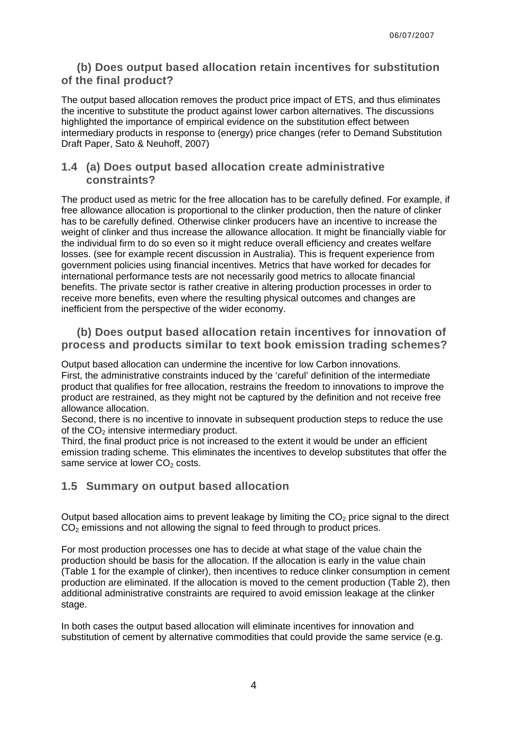### (b) Does output based allocation retain incentives for substitution of the final product?

The output based allocation removes the product price impact of ETS, and thus eliminates the incentive to substitute the product against lower carbon alternatives. The discussions highlighted the importance of empirical evidence on the substitution effect between intermediary products in response to (energy) price changes (refer to Demand Substitution Draft Paper, Sato & Neuhoff, 2007)

## 1.4 (a) Does output based allocation create administrative constraints?

The product used as metric for the free allocation has to be carefully defined. For example, if free allowance allocation is proportional to the clinker production, then the nature of clinker has to be carefully defined. Otherwise clinker producers have an incentive to increase the weight of clinker and thus increase the allowance allocation. It might be financially viable for the individual firm to do so even so it might reduce overall efficiency and creates welfare losses. (see for example recent discussion in Australia). This is frequent experience from government policies using financial incentives. Metrics that have worked for decades for international performance tests are not necessarily good metrics to allocate financial benefits. The private sector is rather creative in altering production processes in order to receive more benefits, even where the resulting physical outcomes and changes are inefficient from the perspective of the wider economy.

### (b) Does output based allocation retain incentives for innovation of process and products similar to text book emission trading schemes?

Output based allocation can undermine the incentive for low Carbon innovations.
First, the administrative constraints induced by the 'careful' definition of the intermediate product that qualifies for free allocation, restrains the freedom to innovations to improve the product are restrained, as they might not be captured by the definition and not receive free allowance allocation.
Second, there is no incentive to innovate in subsequent production steps to reduce the use of the $CO_2$ intensive intermediary product.
Third, the final product price is not increased to the extent it would be under an efficient emission trading scheme. This eliminates the incentives to develop substitutes that offer the same service at lower $CO_2$ costs.

## 1.5 Summary on output based allocation

Output based allocation aims to prevent leakage by limiting the $CO_2$ price signal to the direct $CO_2$ emissions and not allowing the signal to feed through to product prices.

For most production processes one has to decide at what stage of the value chain the production should be basis for the allocation. If the allocation is early in the value chain (Table 1 for the example of clinker), then incentives to reduce clinker consumption in cement production are eliminated. If the allocation is moved to the cement production (Table 2), then additional administrative constraints are required to avoid emission leakage at the clinker stage.

In both cases the output based allocation will eliminate incentives for innovation and substitution of cement by alternative commodities that could provide the same service (e.g.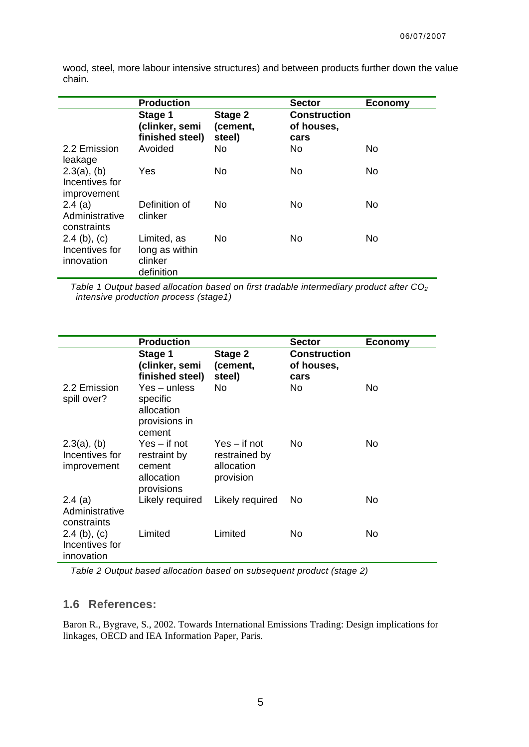wood, steel, more labour intensive structures) and between products further down the value chain.

| | Production | | Sector | Economy |
|---|---|---|---|---|
| | Stage 1 (clinker, semi finished steel) | Stage 2 (cement, steel) | Construction of houses, cars | |
| 2.2 Emission leakage | Avoided | No | No | No |
| 2.3(a), (b) Incentives for improvement | Yes | No | No | No |
| 2.4 (a) Administrative constraints | Definition of clinker | No | No | No |
| 2.4 (b), (c) Incentives for innovation | Limited, as long as within clinker definition | No | No | No |

*Table 1 Output based allocation based on first tradable intermediary product after $CO_2$ intensive production process (stage1)*

| | Production | | Sector | Economy |
|---|---|---|---|---|
| | Stage 1 (clinker, semi finished steel) | Stage 2 (cement, steel) | Construction of houses, cars | |
| 2.2 Emission spill over? | Yes – unless specific allocation provisions in cement | No | No | No |
| 2.3(a), (b) Incentives for improvement | Yes – if not restraint by cement allocation provisions | Yes – if not restrained by allocation provision | No | No |
| 2.4 (a) Administrative constraints | Likely required | Likely required | No | No |
| 2.4 (b), (c) Incentives for innovation | Limited | Limited | No | No |

*Table 2 Output based allocation based on subsequent product (stage 2)*

## 1.6 References:

Baron R., Bygrave, S., 2002. Towards International Emissions Trading: Design implications for linkages, OECD and IEA Information Paper, Paris.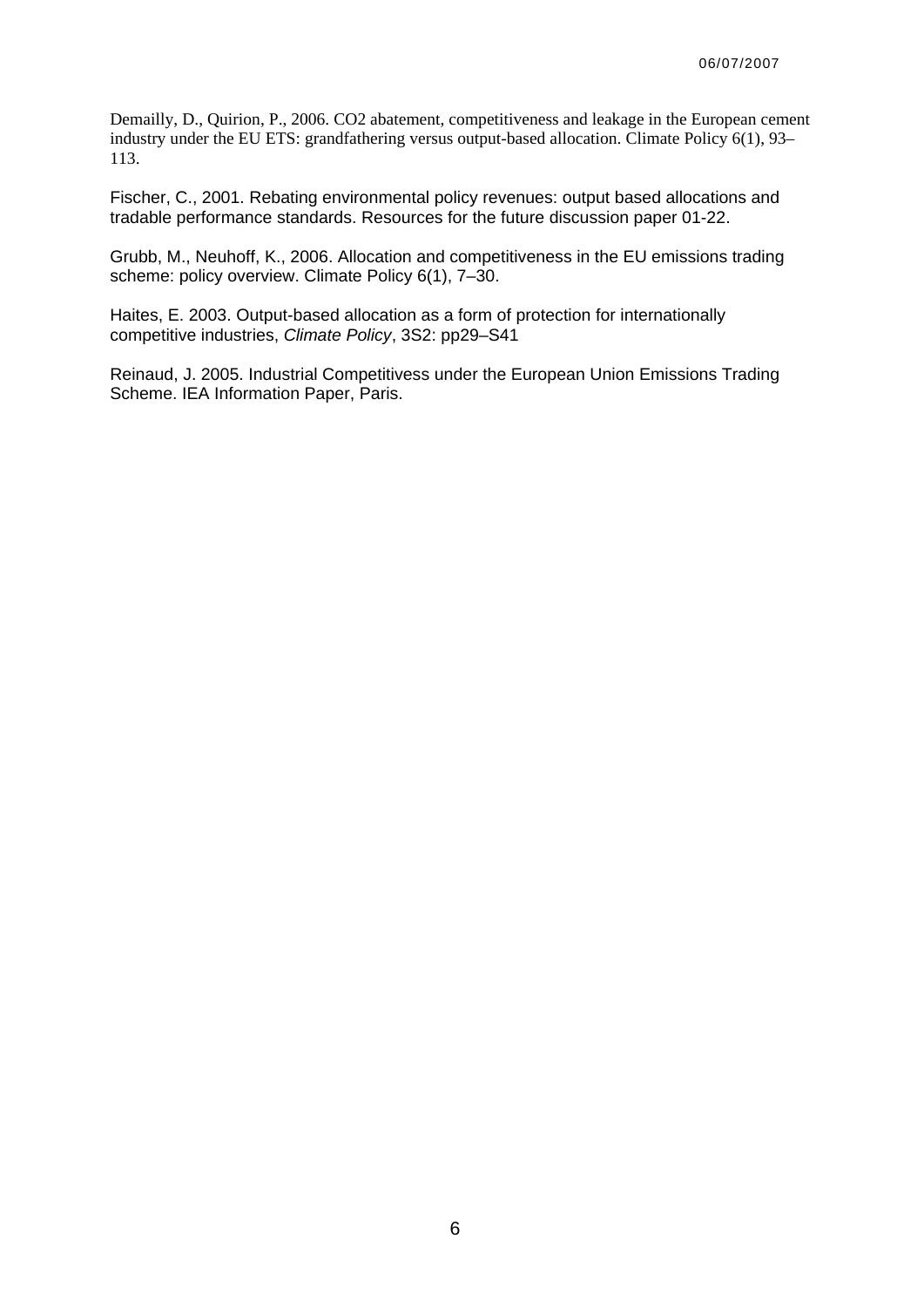Demailly, D., Quirion, P., 2006. $CO_2$ abatement, competitiveness and leakage in the European cement industry under the EU ETS: grandfathering versus output-based allocation. Climate Policy 6(1), 93–113.

Fischer, C., 2001. Rebating environmental policy revenues: output based allocations and tradable performance standards. Resources for the future discussion paper 01-22.

Grubb, M., Neuhoff, K., 2006. Allocation and competitiveness in the EU emissions trading scheme: policy overview. Climate Policy 6(1), 7–30.

Haites, E. 2003. Output-based allocation as a form of protection for internationally competitive industries, *Climate Policy*, 3S2: pp29–S41

Reinaud, J. 2005. Industrial Competitivess under the European Union Emissions Trading Scheme. IEA Information Paper, Paris.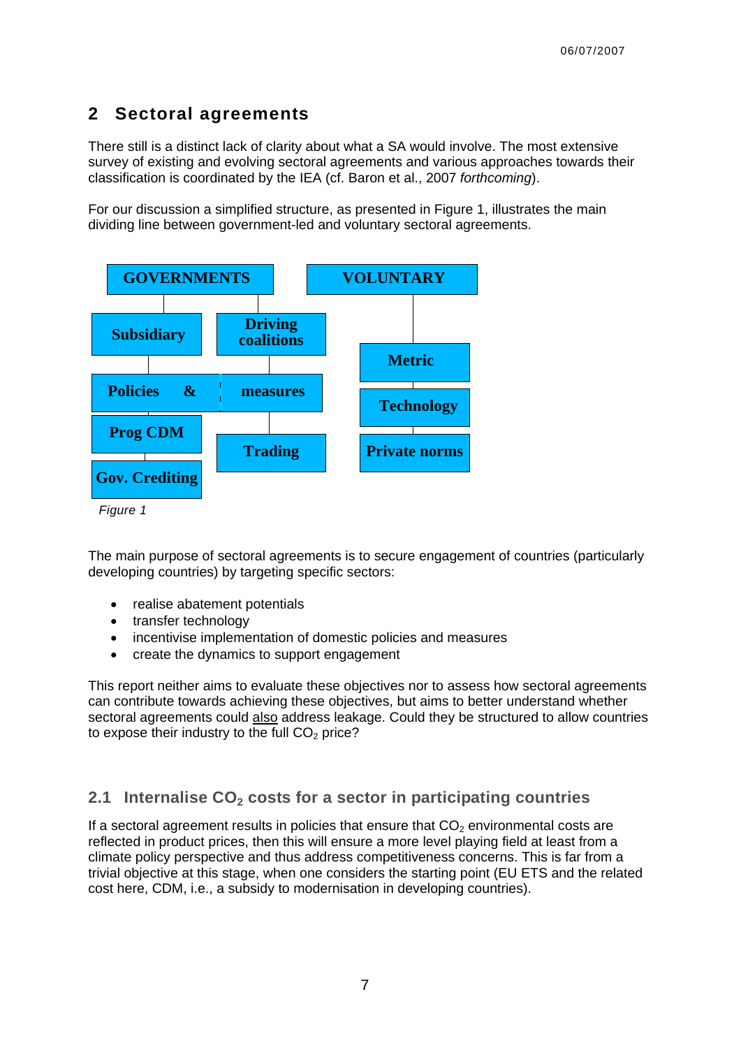## 2 Sectoral agreements

There still is a distinct lack of clarity about what a SA would involve. The most extensive survey of existing and evolving sectoral agreements and various approaches towards their classification is coordinated by the IEA (cf. Baron et al., 2007 *forthcoming*).

For our discussion a simplified structure, as presented in Figure 1, illustrates the main dividing line between government-led and voluntary sectoral agreements.

GOVERNMENTS | VOLUNTARY

Subsidiary | Driving coalitions | Metric

Policies & measures | Technology

Prog CDM | Trading | Private norms

Gov. Crediting

*Figure 1*

The main purpose of sectoral agreements is to secure engagement of countries (particularly developing countries) by targeting specific sectors:

- realise abatement potentials
- transfer technology
- incentivise implementation of domestic policies and measures
- create the dynamics to support engagement

This report neither aims to evaluate these objectives nor to assess how sectoral agreements can contribute towards achieving these objectives, but aims to better understand whether sectoral agreements could <u>also</u> address leakage. Could they be structured to allow countries to expose their industry to the full $CO_2$ price?

### 2.1 Internalise $CO_2$ costs for a sector in participating countries

If a sectoral agreement results in policies that ensure that $CO_2$ environmental costs are reflected in product prices, then this will ensure a more level playing field at least from a climate policy perspective and thus address competitiveness concerns. This is far from a trivial objective at this stage, when one considers the starting point (EU ETS and the related cost here, CDM, i.e., a subsidy to modernisation in developing countries).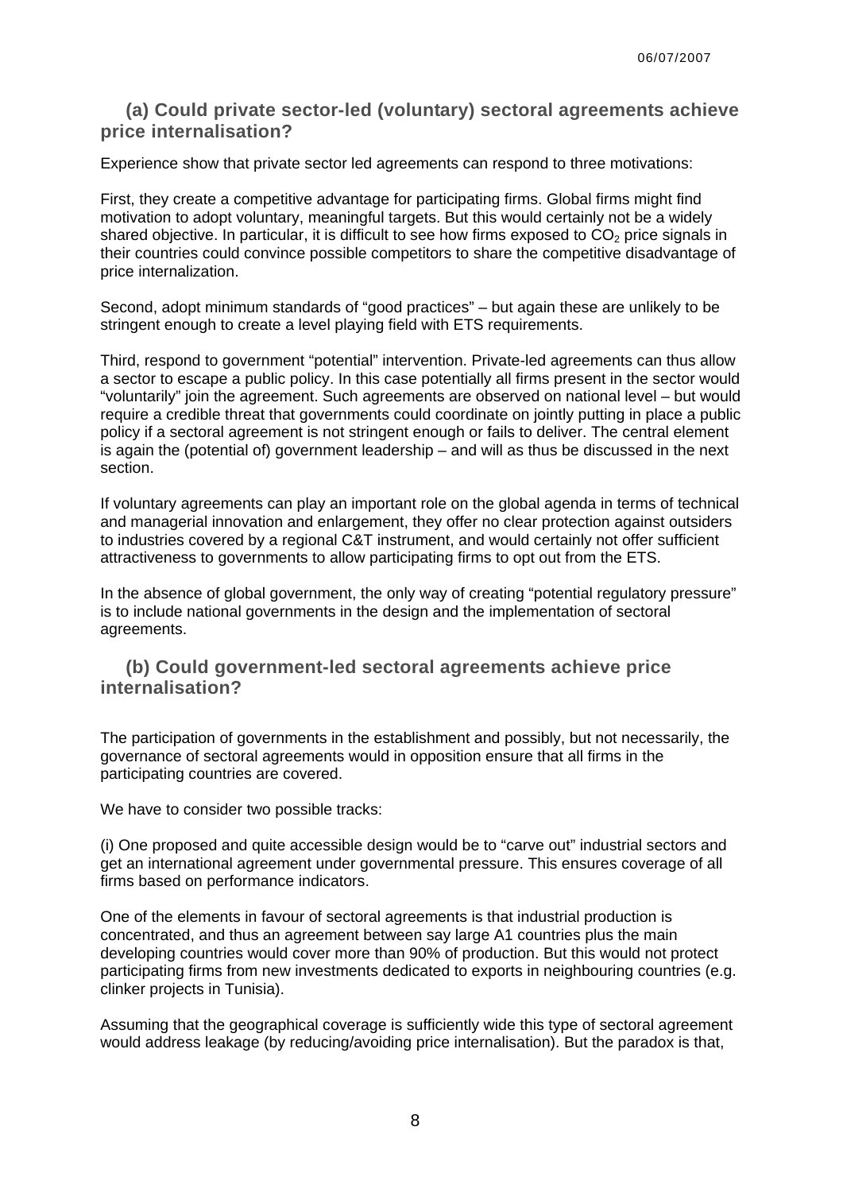### (a) Could private sector-led (voluntary) sectoral agreements achieve price internalisation?

Experience show that private sector led agreements can respond to three motivations:

First, they create a competitive advantage for participating firms. Global firms might find motivation to adopt voluntary, meaningful targets. But this would certainly not be a widely shared objective. In particular, it is difficult to see how firms exposed to $CO_2$ price signals in their countries could convince possible competitors to share the competitive disadvantage of price internalization.

Second, adopt minimum standards of "good practices" – but again these are unlikely to be stringent enough to create a level playing field with ETS requirements.

Third, respond to government "potential" intervention. Private-led agreements can thus allow a sector to escape a public policy. In this case potentially all firms present in the sector would "voluntarily" join the agreement. Such agreements are observed on national level – but would require a credible threat that governments could coordinate on jointly putting in place a public policy if a sectoral agreement is not stringent enough or fails to deliver. The central element is again the (potential of) government leadership – and will as thus be discussed in the next section.

If voluntary agreements can play an important role on the global agenda in terms of technical and managerial innovation and enlargement, they offer no clear protection against outsiders to industries covered by a regional C&T instrument, and would certainly not offer sufficient attractiveness to governments to allow participating firms to opt out from the ETS.

In the absence of global government, the only way of creating "potential regulatory pressure" is to include national governments in the design and the implementation of sectoral agreements.

### (b) Could government-led sectoral agreements achieve price internalisation?

The participation of governments in the establishment and possibly, but not necessarily, the governance of sectoral agreements would in opposition ensure that all firms in the participating countries are covered.

We have to consider two possible tracks:

(i) One proposed and quite accessible design would be to "carve out" industrial sectors and get an international agreement under governmental pressure. This ensures coverage of all firms based on performance indicators.

One of the elements in favour of sectoral agreements is that industrial production is concentrated, and thus an agreement between say large A1 countries plus the main developing countries would cover more than 90% of production. But this would not protect participating firms from new investments dedicated to exports in neighbouring countries (e.g. clinker projects in Tunisia).

Assuming that the geographical coverage is sufficiently wide this type of sectoral agreement would address leakage (by reducing/avoiding price internalisation). But the paradox is that,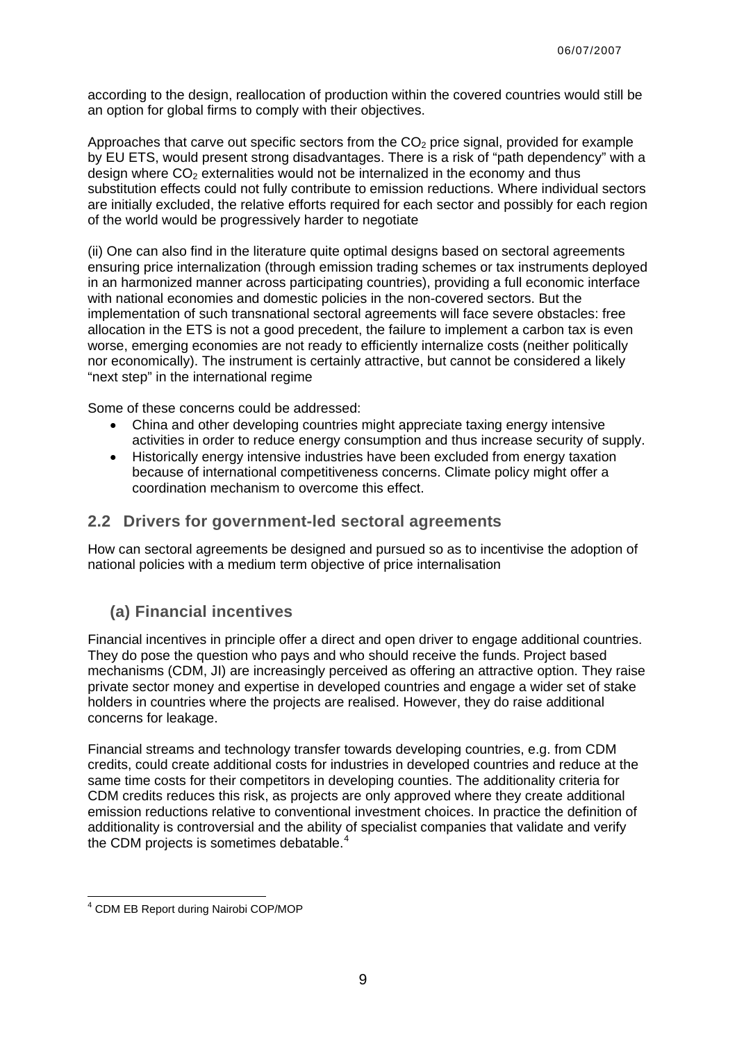according to the design, reallocation of production within the covered countries would still be an option for global firms to comply with their objectives.

Approaches that carve out specific sectors from the $CO_2$ price signal, provided for example by EU ETS, would present strong disadvantages. There is a risk of "path dependency" with a design where $CO_2$ externalities would not be internalized in the economy and thus substitution effects could not fully contribute to emission reductions. Where individual sectors are initially excluded, the relative efforts required for each sector and possibly for each region of the world would be progressively harder to negotiate

(ii) One can also find in the literature quite optimal designs based on sectoral agreements ensuring price internalization (through emission trading schemes or tax instruments deployed in an harmonized manner across participating countries), providing a full economic interface with national economies and domestic policies in the non-covered sectors. But the implementation of such transnational sectoral agreements will face severe obstacles: free allocation in the ETS is not a good precedent, the failure to implement a carbon tax is even worse, emerging economies are not ready to efficiently internalize costs (neither politically nor economically). The instrument is certainly attractive, but cannot be considered a likely "next step" in the international regime

Some of these concerns could be addressed:

- China and other developing countries might appreciate taxing energy intensive activities in order to reduce energy consumption and thus increase security of supply.
- Historically energy intensive industries have been excluded from energy taxation because of international competitiveness concerns. Climate policy might offer a coordination mechanism to overcome this effect.

## 2.2 Drivers for government-led sectoral agreements

How can sectoral agreements be designed and pursued so as to incentivise the adoption of national policies with a medium term objective of price internalisation

### (a) Financial incentives

Financial incentives in principle offer a direct and open driver to engage additional countries. They do pose the question who pays and who should receive the funds. Project based mechanisms (CDM, JI) are increasingly perceived as offering an attractive option. They raise private sector money and expertise in developed countries and engage a wider set of stake holders in countries where the projects are realised. However, they do raise additional concerns for leakage.

Financial streams and technology transfer towards developing countries, e.g. from CDM credits, could create additional costs for industries in developed countries and reduce at the same time costs for their competitors in developing counties. The additionality criteria for CDM credits reduces this risk, as projects are only approved where they create additional emission reductions relative to conventional investment choices. In practice the definition of additionality is controversial and the ability of specialist companies that validate and verify the CDM projects is sometimes debatable.[4]

---

[4] CDM EB Report during Nairobi COP/MOP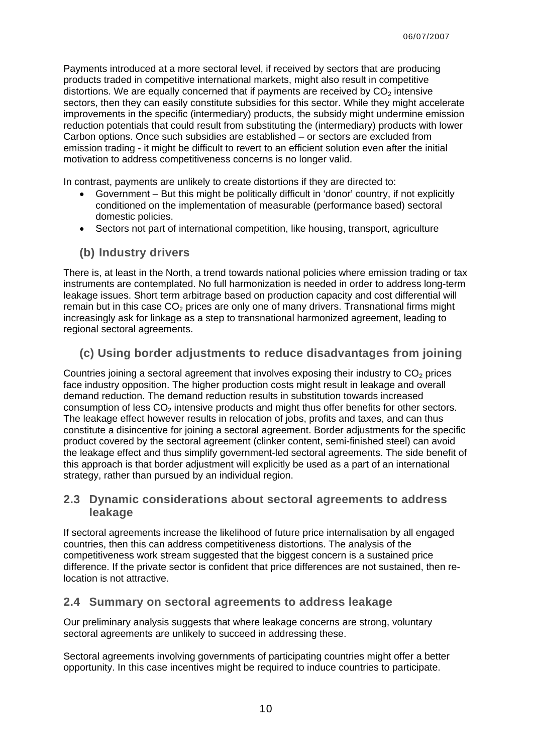Payments introduced at a more sectoral level, if received by sectors that are producing products traded in competitive international markets, might also result in competitive distortions. We are equally concerned that if payments are received by $CO_2$ intensive sectors, then they can easily constitute subsidies for this sector. While they might accelerate improvements in the specific (intermediary) products, the subsidy might undermine emission reduction potentials that could result from substituting the (intermediary) products with lower Carbon options. Once such subsidies are established – or sectors are excluded from emission trading - it might be difficult to revert to an efficient solution even after the initial motivation to address competitiveness concerns is no longer valid.

In contrast, payments are unlikely to create distortions if they are directed to:

- Government – But this might be politically difficult in 'donor' country, if not explicitly conditioned on the implementation of measurable (performance based) sectoral domestic policies.
- Sectors not part of international competition, like housing, transport, agriculture

### (b) Industry drivers

There is, at least in the North, a trend towards national policies where emission trading or tax instruments are contemplated. No full harmonization is needed in order to address long-term leakage issues. Short term arbitrage based on production capacity and cost differential will remain but in this case $CO_2$ prices are only one of many drivers. Transnational firms might increasingly ask for linkage as a step to transnational harmonized agreement, leading to regional sectoral agreements.

### (c) Using border adjustments to reduce disadvantages from joining

Countries joining a sectoral agreement that involves exposing their industry to $CO_2$ prices face industry opposition. The higher production costs might result in leakage and overall demand reduction. The demand reduction results in substitution towards increased consumption of less $CO_2$ intensive products and might thus offer benefits for other sectors. The leakage effect however results in relocation of jobs, profits and taxes, and can thus constitute a disincentive for joining a sectoral agreement. Border adjustments for the specific product covered by the sectoral agreement (clinker content, semi-finished steel) can avoid the leakage effect and thus simplify government-led sectoral agreements. The side benefit of this approach is that border adjustment will explicitly be used as a part of an international strategy, rather than pursued by an individual region.

## 2.3 Dynamic considerations about sectoral agreements to address leakage

If sectoral agreements increase the likelihood of future price internalisation by all engaged countries, then this can address competitiveness distortions. The analysis of the competitiveness work stream suggested that the biggest concern is a sustained price difference. If the private sector is confident that price differences are not sustained, then re-location is not attractive.

## 2.4 Summary on sectoral agreements to address leakage

Our preliminary analysis suggests that where leakage concerns are strong, voluntary sectoral agreements are unlikely to succeed in addressing these.

Sectoral agreements involving governments of participating countries might offer a better opportunity. In this case incentives might be required to induce countries to participate.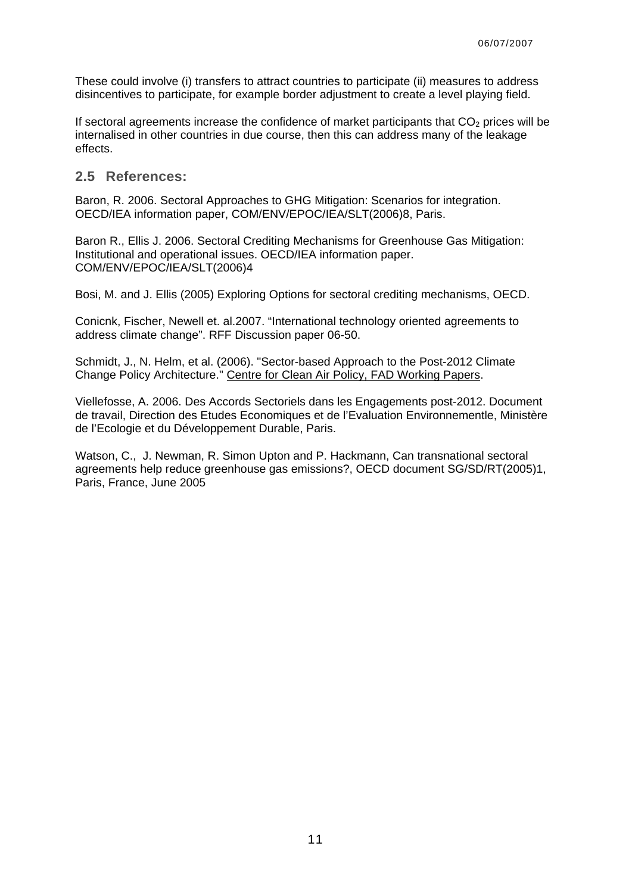These could involve (i) transfers to attract countries to participate (ii) measures to address disincentives to participate, for example border adjustment to create a level playing field.

If sectoral agreements increase the confidence of market participants that $CO_2$ prices will be internalised in other countries in due course, then this can address many of the leakage effects.

## 2.5 References:

Baron, R. 2006. Sectoral Approaches to GHG Mitigation: Scenarios for integration. OECD/IEA information paper, COM/ENV/EPOC/IEA/SLT(2006)8, Paris.

Baron R., Ellis J. 2006. Sectoral Crediting Mechanisms for Greenhouse Gas Mitigation: Institutional and operational issues. OECD/IEA information paper. COM/ENV/EPOC/IEA/SLT(2006)4

Bosi, M. and J. Ellis (2005) Exploring Options for sectoral crediting mechanisms, OECD.

Conicnk, Fischer, Newell et. al.2007. "International technology oriented agreements to address climate change". RFF Discussion paper 06-50.

Schmidt, J., N. Helm, et al. (2006). "Sector-based Approach to the Post-2012 Climate Change Policy Architecture." Centre for Clean Air Policy, FAD Working Papers.

Viellefosse, A. 2006. Des Accords Sectoriels dans les Engagements post-2012. Document de travail, Direction des Etudes Economiques et de l'Evaluation Environnementle, Ministère de l'Ecologie et du Développement Durable, Paris.

Watson, C., J. Newman, R. Simon Upton and P. Hackmann, Can transnational sectoral agreements help reduce greenhouse gas emissions?, OECD document SG/SD/RT(2005)1, Paris, France, June 2005